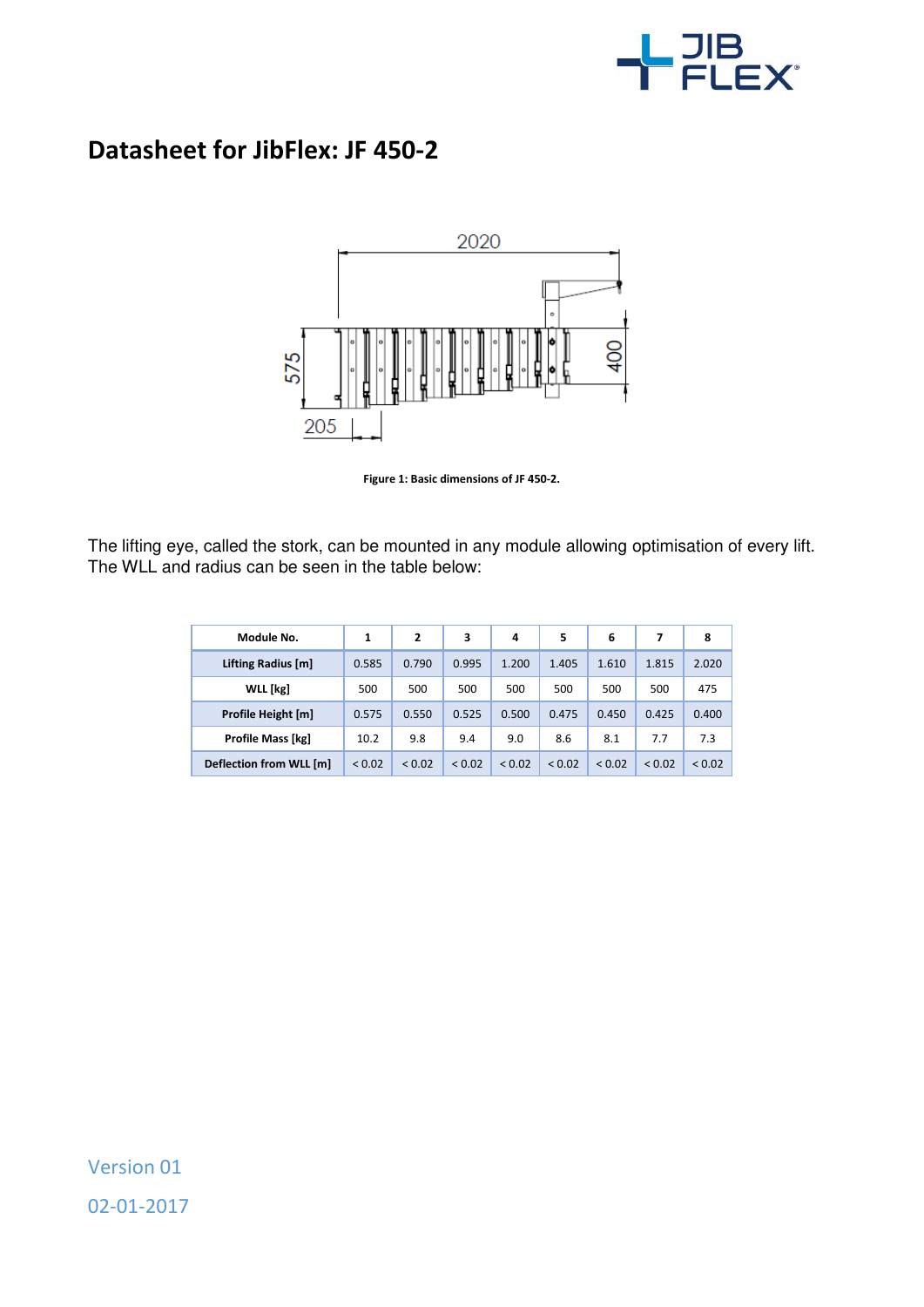# Datasheet for JibFlex: JF 450-2

Figure 1: Basic dimensions of JF 450-2.

The lifting eye, called the stork, can be mounted in any module allowing optimisation of every lift. The WLL and radius can be seen in the table below:

| Module No. | 1 | 2 | 3 | 4 | 5 | 6 | 7 | 8 |
|---|---|---|---|---|---|---|---|---|
| **Lifting Radius [m]** | 0.585 | 0.790 | 0.995 | 1.200 | 1.405 | 1.610 | 1.815 | 2.020 |
| **WLL [kg]** | 500 | 500 | 500 | 500 | 500 | 500 | 500 | 475 |
| **Profile Height [m]** | 0.575 | 0.550 | 0.525 | 0.500 | 0.475 | 0.450 | 0.425 | 0.400 |
| **Profile Mass [kg]** | 10.2 | 9.8 | 9.4 | 9.0 | 8.6 | 8.1 | 7.7 | 7.3 |
| **Deflection from WLL [m]** | < 0.02 | < 0.02 | < 0.02 | < 0.02 | < 0.02 | < 0.02 | < 0.02 | < 0.02 |

Version 01

02-01-2017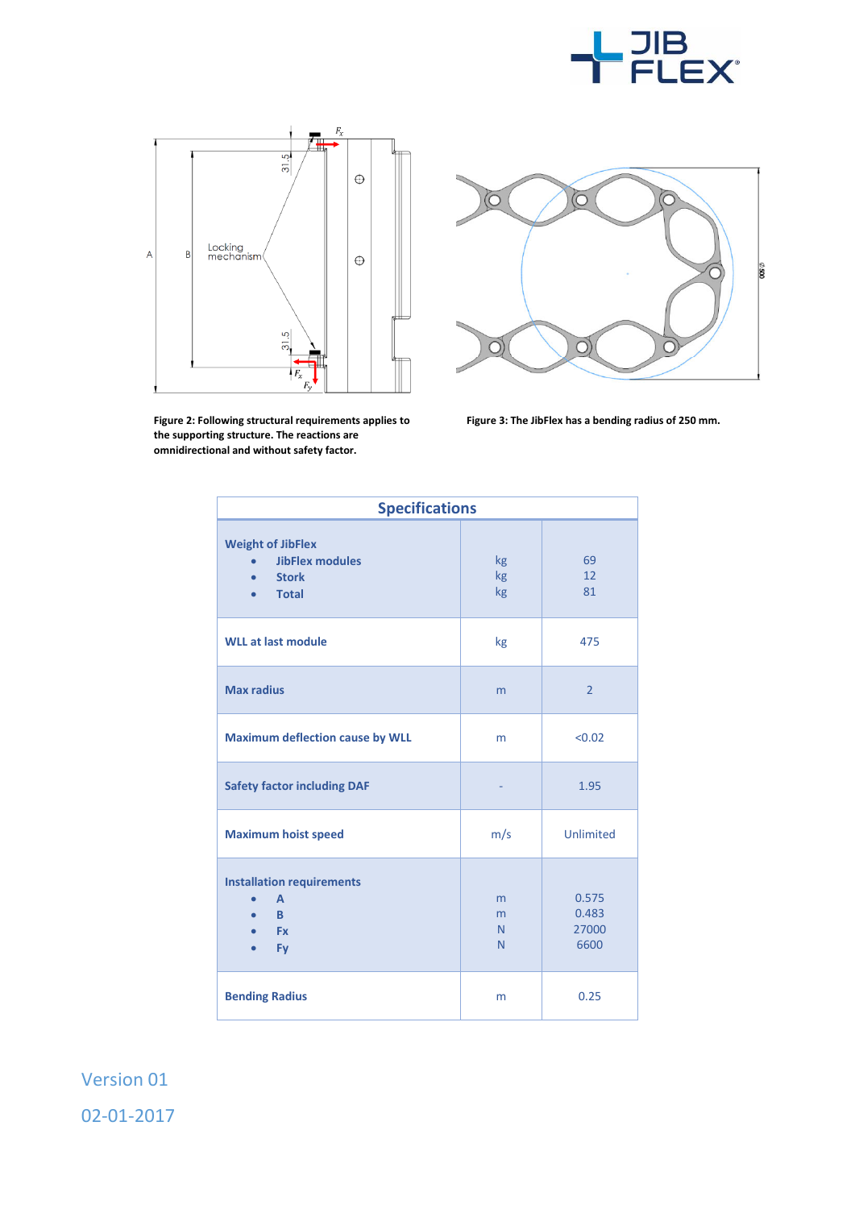A

B

31.5

31.5

Locking mechanism

$F_x$

$F_x$

$F_y$

Ø 500

**Figure 2: Following structural requirements applies to the supporting structure. The reactions are omnidirectional and without safety factor.**

**Figure 3: The JibFlex has a bending radius of 250 mm.**

| Specifications | | |
|---|---|---|
| **Weight of JibFlex**<br>• **JibFlex modules**<br>• **Stork**<br>• **Total** | <br>kg<br>kg<br>kg | <br>69<br>12<br>81 |
| **WLL at last module** | kg | 475 |
| **Max radius** | m | 2 |
| **Maximum deflection cause by WLL** | m | <0.02 |
| **Safety factor including DAF** | - | 1.95 |
| **Maximum hoist speed** | m/s | Unlimited |
| **Installation requirements**<br>• **A**<br>• **B**<br>• **Fx**<br>• **Fy** | <br>m<br>m<br>N<br>N | <br>0.575<br>0.483<br>27000<br>6600 |
| **Bending Radius** | m | 0.25 |

Version 01

02-01-2017